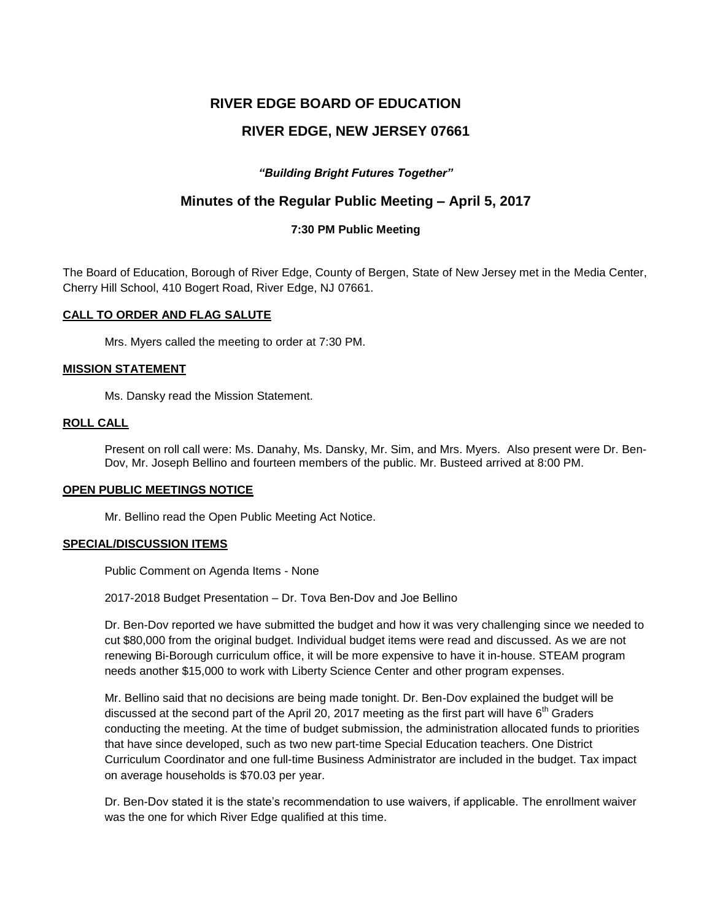# RIVER EDGE BOARD OF EDUCATION

## RIVER EDGE, NEW JERSEY 07661

***"Building Bright Futures Together"***

## Minutes of the Regular Public Meeting – April 5, 2017

### 7:30 PM Public Meeting

The Board of Education, Borough of River Edge, County of Bergen, State of New Jersey met in the Media Center, Cherry Hill School, 410 Bogert Road, River Edge, NJ 07661.

**CALL TO ORDER AND FLAG SALUTE**

Mrs. Myers called the meeting to order at 7:30 PM.

**MISSION STATEMENT**

Ms. Dansky read the Mission Statement.

**ROLL CALL**

Present on roll call were: Ms. Danahy, Ms. Dansky, Mr. Sim, and Mrs. Myers. Also present were Dr. Ben-Dov, Mr. Joseph Bellino and fourteen members of the public. Mr. Busteed arrived at 8:00 PM.

**OPEN PUBLIC MEETINGS NOTICE**

Mr. Bellino read the Open Public Meeting Act Notice.

**SPECIAL/DISCUSSION ITEMS**

Public Comment on Agenda Items - None

2017-2018 Budget Presentation – Dr. Tova Ben-Dov and Joe Bellino

Dr. Ben-Dov reported we have submitted the budget and how it was very challenging since we needed to cut $80,000 from the original budget. Individual budget items were read and discussed. As we are not renewing Bi-Borough curriculum office, it will be more expensive to have it in-house. STEAM program needs another $15,000 to work with Liberty Science Center and other program expenses.

Mr. Bellino said that no decisions are being made tonight. Dr. Ben-Dov explained the budget will be discussed at the second part of the April 20, 2017 meeting as the first part will have 6th Graders conducting the meeting. At the time of budget submission, the administration allocated funds to priorities that have since developed, such as two new part-time Special Education teachers. One District Curriculum Coordinator and one full-time Business Administrator are included in the budget. Tax impact on average households is $70.03 per year.

Dr. Ben-Dov stated it is the state's recommendation to use waivers, if applicable. The enrollment waiver was the one for which River Edge qualified at this time.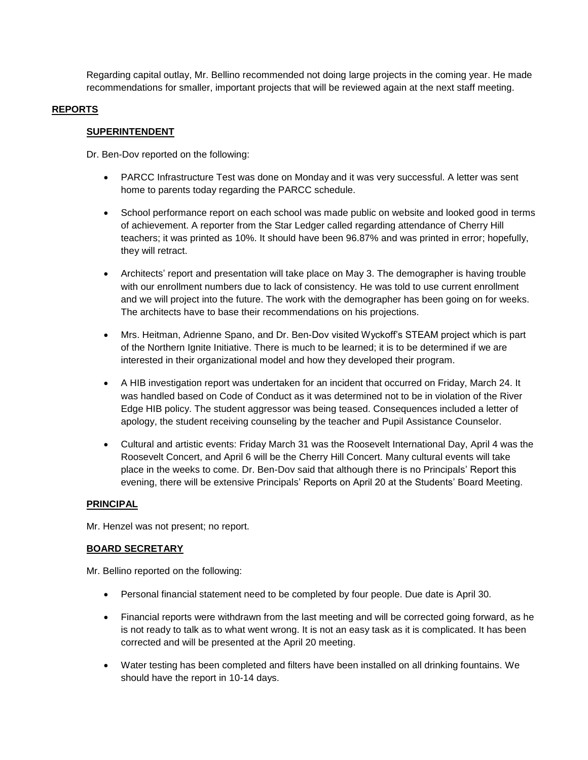Regarding capital outlay, Mr. Bellino recommended not doing large projects in the coming year. He made recommendations for smaller, important projects that will be reviewed again at the next staff meeting.

## REPORTS

### SUPERINTENDENT

Dr. Ben-Dov reported on the following:

- PARCC Infrastructure Test was done on Monday and it was very successful. A letter was sent home to parents today regarding the PARCC schedule.
- School performance report on each school was made public on website and looked good in terms of achievement. A reporter from the Star Ledger called regarding attendance of Cherry Hill teachers; it was printed as 10%. It should have been 96.87% and was printed in error; hopefully, they will retract.
- Architects' report and presentation will take place on May 3. The demographer is having trouble with our enrollment numbers due to lack of consistency. He was told to use current enrollment and we will project into the future. The work with the demographer has been going on for weeks. The architects have to base their recommendations on his projections.
- Mrs. Heitman, Adrienne Spano, and Dr. Ben-Dov visited Wyckoff's STEAM project which is part of the Northern Ignite Initiative. There is much to be learned; it is to be determined if we are interested in their organizational model and how they developed their program.
- A HIB investigation report was undertaken for an incident that occurred on Friday, March 24. It was handled based on Code of Conduct as it was determined not to be in violation of the River Edge HIB policy. The student aggressor was being teased. Consequences included a letter of apology, the student receiving counseling by the teacher and Pupil Assistance Counselor.
- Cultural and artistic events: Friday March 31 was the Roosevelt International Day, April 4 was the Roosevelt Concert, and April 6 will be the Cherry Hill Concert. Many cultural events will take place in the weeks to come. Dr. Ben-Dov said that although there is no Principals' Report this evening, there will be extensive Principals' Reports on April 20 at the Students' Board Meeting.

### PRINCIPAL

Mr. Henzel was not present; no report.

### BOARD SECRETARY

Mr. Bellino reported on the following:

- Personal financial statement need to be completed by four people. Due date is April 30.
- Financial reports were withdrawn from the last meeting and will be corrected going forward, as he is not ready to talk as to what went wrong. It is not an easy task as it is complicated. It has been corrected and will be presented at the April 20 meeting.
- Water testing has been completed and filters have been installed on all drinking fountains. We should have the report in 10-14 days.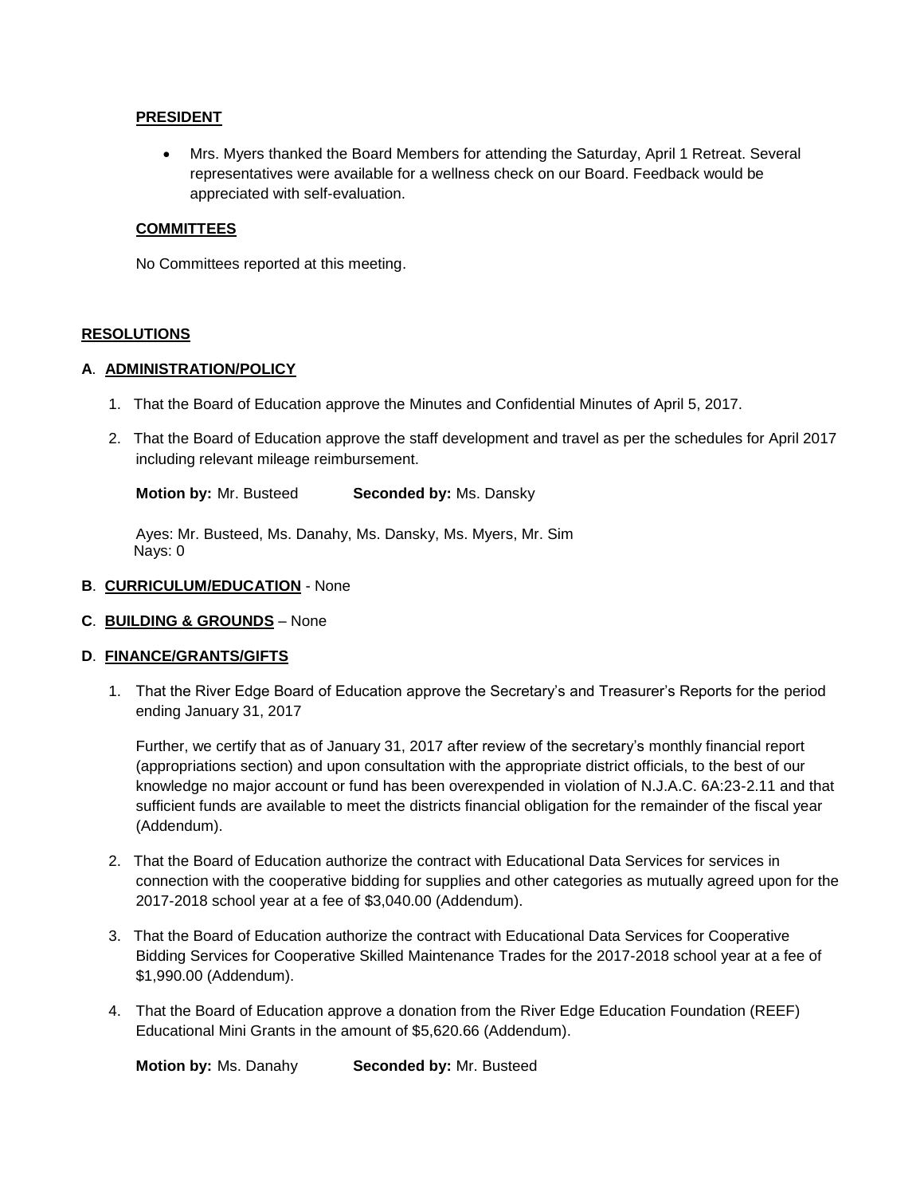**PRESIDENT**

- Mrs. Myers thanked the Board Members for attending the Saturday, April 1 Retreat. Several representatives were available for a wellness check on our Board. Feedback would be appreciated with self-evaluation.

**COMMITTEES**

No Committees reported at this meeting.

**RESOLUTIONS**

**A**. **ADMINISTRATION/POLICY**

1. That the Board of Education approve the Minutes and Confidential Minutes of April 5, 2017.
2. That the Board of Education approve the staff development and travel as per the schedules for April 2017 including relevant mileage reimbursement.

**Motion by:** Mr. Busteed **Seconded by:** Ms. Dansky

Ayes: Mr. Busteed, Ms. Danahy, Ms. Dansky, Ms. Myers, Mr. Sim
Nays: 0

**B**. **CURRICULUM/EDUCATION** - None

**C**. **BUILDING & GROUNDS** – None

**D**. **FINANCE/GRANTS/GIFTS**

1. That the River Edge Board of Education approve the Secretary's and Treasurer's Reports for the period ending January 31, 2017

   Further, we certify that as of January 31, 2017 after review of the secretary's monthly financial report (appropriations section) and upon consultation with the appropriate district officials, to the best of our knowledge no major account or fund has been overexpended in violation of N.J.A.C. 6A:23-2.11 and that sufficient funds are available to meet the districts financial obligation for the remainder of the fiscal year (Addendum).

2. That the Board of Education authorize the contract with Educational Data Services for services in connection with the cooperative bidding for supplies and other categories as mutually agreed upon for the 2017-2018 school year at a fee of $3,040.00 (Addendum).
3. That the Board of Education authorize the contract with Educational Data Services for Cooperative Bidding Services for Cooperative Skilled Maintenance Trades for the 2017-2018 school year at a fee of $1,990.00 (Addendum).
4. That the Board of Education approve a donation from the River Edge Education Foundation (REEF) Educational Mini Grants in the amount of $5,620.66 (Addendum).

**Motion by:** Ms. Danahy **Seconded by:** Mr. Busteed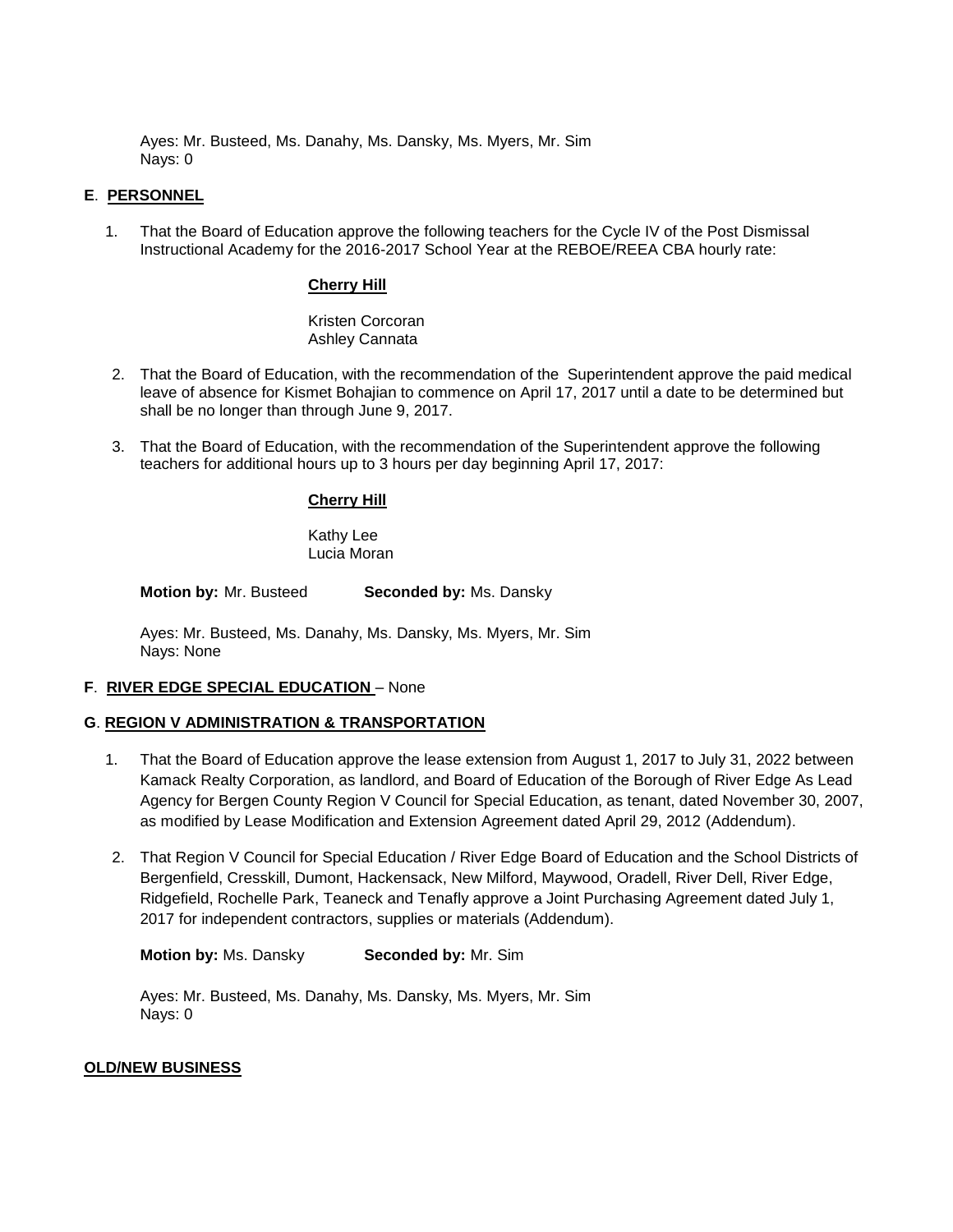Ayes: Mr. Busteed, Ms. Danahy, Ms. Dansky, Ms. Myers, Mr. Sim
Nays: 0

**E**. **PERSONNEL**

1. That the Board of Education approve the following teachers for the Cycle IV of the Post Dismissal Instructional Academy for the 2016-2017 School Year at the REBOE/REEA CBA hourly rate:

   **Cherry Hill**

   Kristen Corcoran
   Ashley Cannata

2. That the Board of Education, with the recommendation of the Superintendent approve the paid medical leave of absence for Kismet Bohajian to commence on April 17, 2017 until a date to be determined but shall be no longer than through June 9, 2017.

3. That the Board of Education, with the recommendation of the Superintendent approve the following teachers for additional hours up to 3 hours per day beginning April 17, 2017:

   **Cherry Hill**

   Kathy Lee
   Lucia Moran

**Motion by:** Mr. Busteed **Seconded by:** Ms. Dansky

Ayes: Mr. Busteed, Ms. Danahy, Ms. Dansky, Ms. Myers, Mr. Sim
Nays: None

**F**. **RIVER EDGE SPECIAL EDUCATION** – None

**G**. **REGION V ADMINISTRATION & TRANSPORTATION**

1. That the Board of Education approve the lease extension from August 1, 2017 to July 31, 2022 between Kamack Realty Corporation, as landlord, and Board of Education of the Borough of River Edge As Lead Agency for Bergen County Region V Council for Special Education, as tenant, dated November 30, 2007, as modified by Lease Modification and Extension Agreement dated April 29, 2012 (Addendum).

2. That Region V Council for Special Education / River Edge Board of Education and the School Districts of Bergenfield, Cresskill, Dumont, Hackensack, New Milford, Maywood, Oradell, River Dell, River Edge, Ridgefield, Rochelle Park, Teaneck and Tenafly approve a Joint Purchasing Agreement dated July 1, 2017 for independent contractors, supplies or materials (Addendum).

**Motion by:** Ms. Dansky **Seconded by:** Mr. Sim

Ayes: Mr. Busteed, Ms. Danahy, Ms. Dansky, Ms. Myers, Mr. Sim
Nays: 0

**OLD/NEW BUSINESS**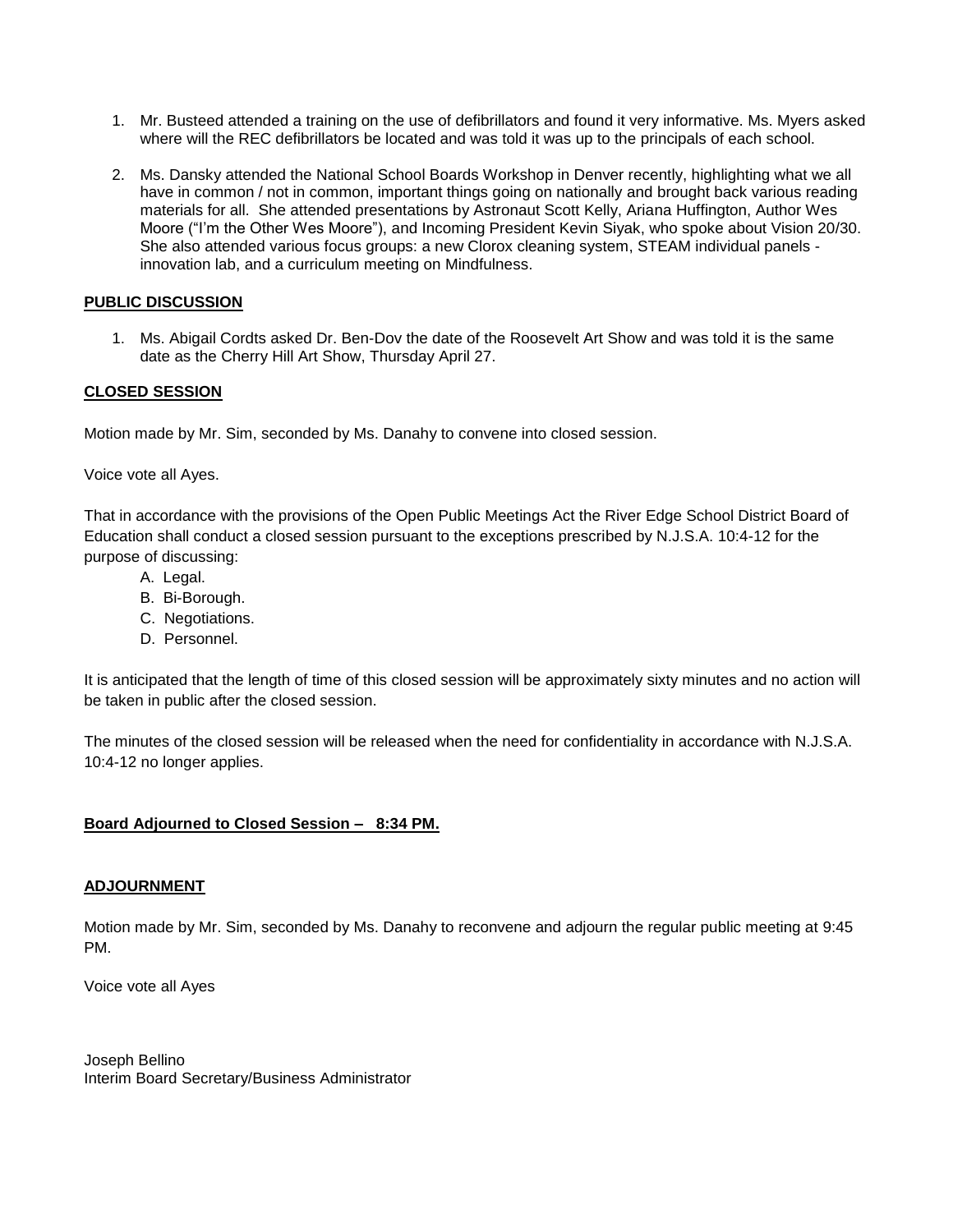1. Mr. Busteed attended a training on the use of defibrillators and found it very informative. Ms. Myers asked where will the REC defibrillators be located and was told it was up to the principals of each school.

2. Ms. Dansky attended the National School Boards Workshop in Denver recently, highlighting what we all have in common / not in common, important things going on nationally and brought back various reading materials for all. She attended presentations by Astronaut Scott Kelly, Ariana Huffington, Author Wes Moore ("I'm the Other Wes Moore"), and Incoming President Kevin Siyak, who spoke about Vision 20/30. She also attended various focus groups: a new Clorox cleaning system, STEAM individual panels - innovation lab, and a curriculum meeting on Mindfulness.

**PUBLIC DISCUSSION**

1. Ms. Abigail Cordts asked Dr. Ben-Dov the date of the Roosevelt Art Show and was told it is the same date as the Cherry Hill Art Show, Thursday April 27.

**CLOSED SESSION**

Motion made by Mr. Sim, seconded by Ms. Danahy to convene into closed session.

Voice vote all Ayes.

That in accordance with the provisions of the Open Public Meetings Act the River Edge School District Board of Education shall conduct a closed session pursuant to the exceptions prescribed by N.J.S.A. 10:4-12 for the purpose of discussing:

A. Legal.
B. Bi-Borough.
C. Negotiations.
D. Personnel.

It is anticipated that the length of time of this closed session will be approximately sixty minutes and no action will be taken in public after the closed session.

The minutes of the closed session will be released when the need for confidentiality in accordance with N.J.S.A. 10:4-12 no longer applies.

**Board Adjourned to Closed Session – 8:34 PM.**

**ADJOURNMENT**

Motion made by Mr. Sim, seconded by Ms. Danahy to reconvene and adjourn the regular public meeting at 9:45 PM.

Voice vote all Ayes

Joseph Bellino
Interim Board Secretary/Business Administrator